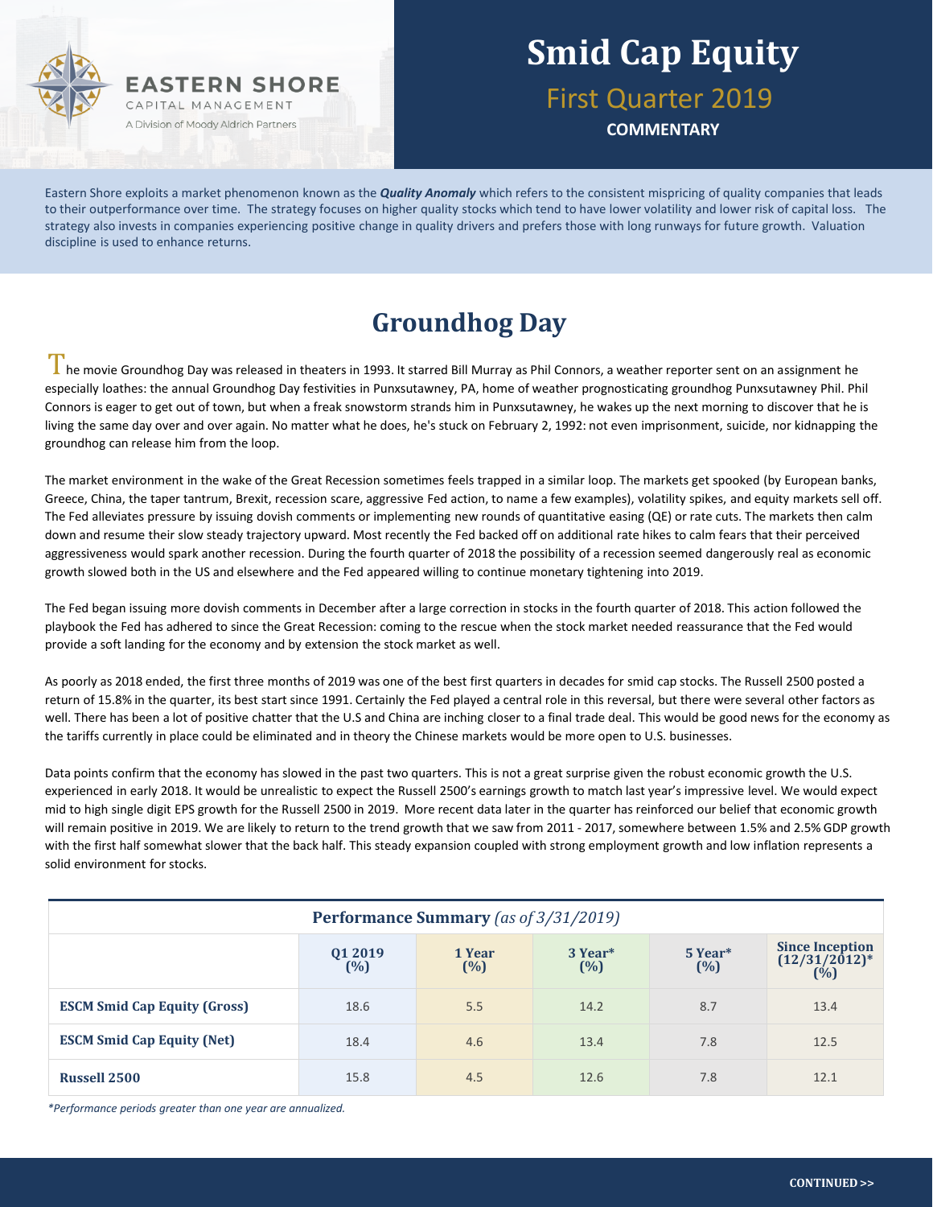EASTERN SHORE
CAPITAL MANAGEMENT
A Division of Moody Aldrich Partners

# Smid Cap Equity

## First Quarter 2019

**COMMENTARY**

Eastern Shore exploits a market phenomenon known as the ***Quality Anomaly*** which refers to the consistent mispricing of quality companies that leads to their outperformance over time. The strategy focuses on higher quality stocks which tend to have lower volatility and lower risk of capital loss. The strategy also invests in companies experiencing positive change in quality drivers and prefers those with long runways for future growth. Valuation discipline is used to enhance returns.

## Groundhog Day

The movie Groundhog Day was released in theaters in 1993. It starred Bill Murray as Phil Connors, a weather reporter sent on an assignment he especially loathes: the annual Groundhog Day festivities in Punxsutawney, PA, home of weather prognosticating groundhog Punxsutawney Phil. Phil Connors is eager to get out of town, but when a freak snowstorm strands him in Punxsutawney, he wakes up the next morning to discover that he is living the same day over and over again. No matter what he does, he's stuck on February 2, 1992: not even imprisonment, suicide, nor kidnapping the groundhog can release him from the loop.

The market environment in the wake of the Great Recession sometimes feels trapped in a similar loop. The markets get spooked (by European banks, Greece, China, the taper tantrum, Brexit, recession scare, aggressive Fed action, to name a few examples), volatility spikes, and equity markets sell off. The Fed alleviates pressure by issuing dovish comments or implementing new rounds of quantitative easing (QE) or rate cuts. The markets then calm down and resume their slow steady trajectory upward. Most recently the Fed backed off on additional rate hikes to calm fears that their perceived aggressiveness would spark another recession. During the fourth quarter of 2018 the possibility of a recession seemed dangerously real as economic growth slowed both in the US and elsewhere and the Fed appeared willing to continue monetary tightening into 2019.

The Fed began issuing more dovish comments in December after a large correction in stocks in the fourth quarter of 2018. This action followed the playbook the Fed has adhered to since the Great Recession: coming to the rescue when the stock market needed reassurance that the Fed would provide a soft landing for the economy and by extension the stock market as well.

As poorly as 2018 ended, the first three months of 2019 was one of the best first quarters in decades for smid cap stocks. The Russell 2500 posted a return of 15.8% in the quarter, its best start since 1991. Certainly the Fed played a central role in this reversal, but there were several other factors as well. There has been a lot of positive chatter that the U.S and China are inching closer to a final trade deal. This would be good news for the economy as the tariffs currently in place could be eliminated and in theory the Chinese markets would be more open to U.S. businesses.

Data points confirm that the economy has slowed in the past two quarters. This is not a great surprise given the robust economic growth the U.S. experienced in early 2018. It would be unrealistic to expect the Russell 2500's earnings growth to match last year's impressive level. We would expect mid to high single digit EPS growth for the Russell 2500 in 2019. More recent data later in the quarter has reinforced our belief that economic growth will remain positive in 2019. We are likely to return to the trend growth that we saw from 2011 - 2017, somewhere between 1.5% and 2.5% GDP growth with the first half somewhat slower that the back half. This steady expansion coupled with strong employment growth and low inflation represents a solid environment for stocks.

**Performance Summary** *(as of 3/31/2019)*

| | Q1 2019 (%) | 1 Year (%) | 3 Year* (%) | 5 Year* (%) | Since Inception (12/31/2012)* (%) |
|---|---|---|---|---|---|
| **ESCM Smid Cap Equity (Gross)** | 18.6 | 5.5 | 14.2 | 8.7 | 13.4 |
| **ESCM Smid Cap Equity (Net)** | 18.4 | 4.6 | 13.4 | 7.8 | 12.5 |
| **Russell 2500** | 15.8 | 4.5 | 12.6 | 7.8 | 12.1 |

*\*Performance periods greater than one year are annualized.*

**CONTINUED >>**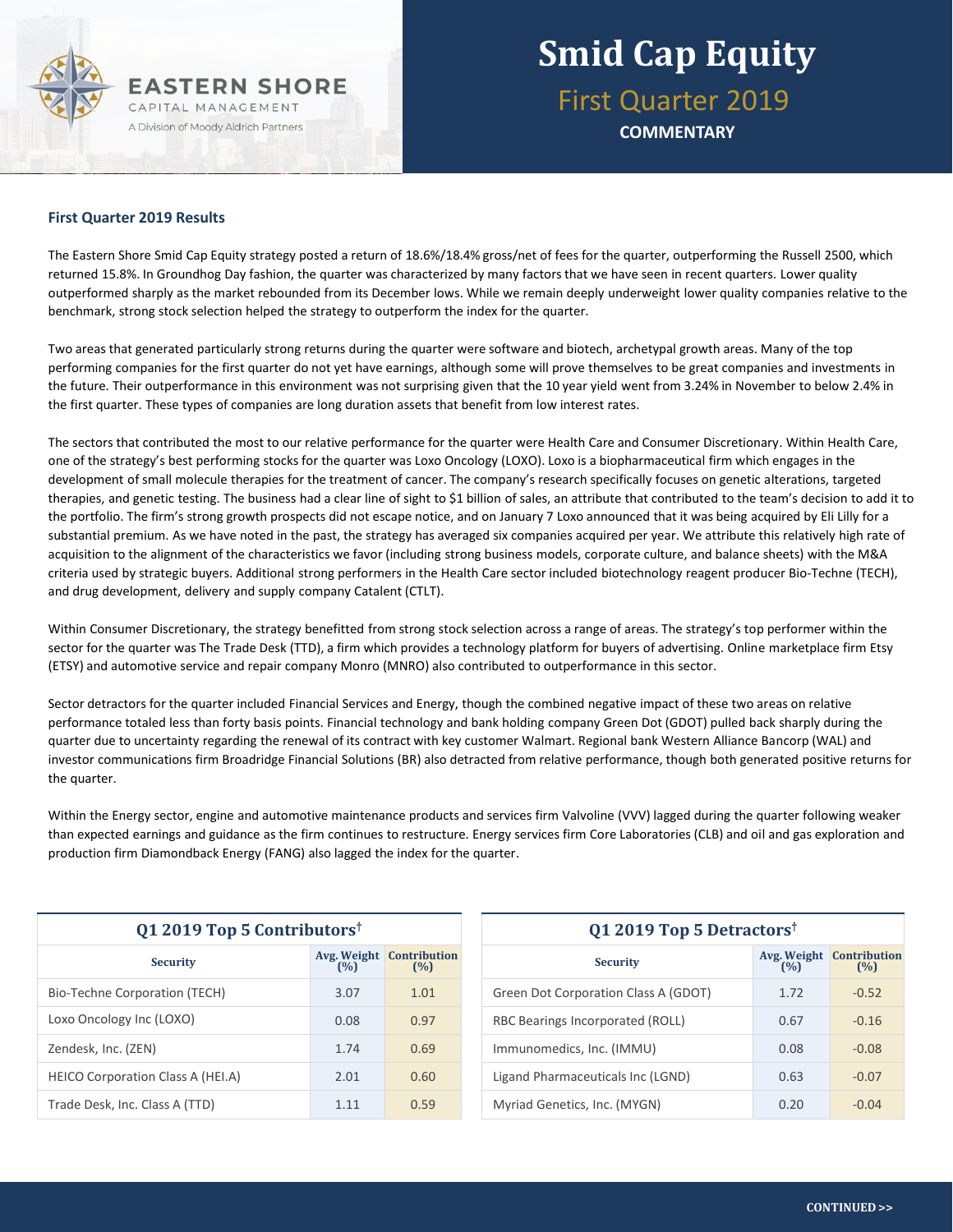# Smid Cap Equity

## First Quarter 2019

**COMMENTARY**

### First Quarter 2019 Results

The Eastern Shore Smid Cap Equity strategy posted a return of 18.6%/18.4% gross/net of fees for the quarter, outperforming the Russell 2500, which returned 15.8%. In Groundhog Day fashion, the quarter was characterized by many factors that we have seen in recent quarters. Lower quality outperformed sharply as the market rebounded from its December lows. While we remain deeply underweight lower quality companies relative to the benchmark, strong stock selection helped the strategy to outperform the index for the quarter.

Two areas that generated particularly strong returns during the quarter were software and biotech, archetypal growth areas. Many of the top performing companies for the first quarter do not yet have earnings, although some will prove themselves to be great companies and investments in the future. Their outperformance in this environment was not surprising given that the 10 year yield went from 3.24% in November to below 2.4% in the first quarter. These types of companies are long duration assets that benefit from low interest rates.

The sectors that contributed the most to our relative performance for the quarter were Health Care and Consumer Discretionary. Within Health Care, one of the strategy's best performing stocks for the quarter was Loxo Oncology (LOXO). Loxo is a biopharmaceutical firm which engages in the development of small molecule therapies for the treatment of cancer. The company's research specifically focuses on genetic alterations, targeted therapies, and genetic testing. The business had a clear line of sight to $1 billion of sales, an attribute that contributed to the team's decision to add it to the portfolio. The firm's strong growth prospects did not escape notice, and on January 7 Loxo announced that it was being acquired by Eli Lilly for a substantial premium. As we have noted in the past, the strategy has averaged six companies acquired per year. We attribute this relatively high rate of acquisition to the alignment of the characteristics we favor (including strong business models, corporate culture, and balance sheets) with the M&A criteria used by strategic buyers. Additional strong performers in the Health Care sector included biotechnology reagent producer Bio-Techne (TECH), and drug development, delivery and supply company Catalent (CTLT).

Within Consumer Discretionary, the strategy benefitted from strong stock selection across a range of areas. The strategy's top performer within the sector for the quarter was The Trade Desk (TTD), a firm which provides a technology platform for buyers of advertising. Online marketplace firm Etsy (ETSY) and automotive service and repair company Monro (MNRO) also contributed to outperformance in this sector.

Sector detractors for the quarter included Financial Services and Energy, though the combined negative impact of these two areas on relative performance totaled less than forty basis points. Financial technology and bank holding company Green Dot (GDOT) pulled back sharply during the quarter due to uncertainty regarding the renewal of its contract with key customer Walmart. Regional bank Western Alliance Bancorp (WAL) and investor communications firm Broadridge Financial Solutions (BR) also detracted from relative performance, though both generated positive returns for the quarter.

Within the Energy sector, engine and automotive maintenance products and services firm Valvoline (VVV) lagged during the quarter following weaker than expected earnings and guidance as the firm continues to restructure. Energy services firm Core Laboratories (CLB) and oil and gas exploration and production firm Diamondback Energy (FANG) also lagged the index for the quarter.

**Q1 2019 Top 5 Contributors†**

| Security | Avg. Weight (%) | Contribution (%) |
|---|---|---|
| Bio-Techne Corporation (TECH) | 3.07 | 1.01 |
| Loxo Oncology Inc (LOXO) | 0.08 | 0.97 |
| Zendesk, Inc. (ZEN) | 1.74 | 0.69 |
| HEICO Corporation Class A (HEI.A) | 2.01 | 0.60 |
| Trade Desk, Inc. Class A (TTD) | 1.11 | 0.59 |

**Q1 2019 Top 5 Detractors†**

| Security | Avg. Weight (%) | Contribution (%) |
|---|---|---|
| Green Dot Corporation Class A (GDOT) | 1.72 | -0.52 |
| RBC Bearings Incorporated (ROLL) | 0.67 | -0.16 |
| Immunomedics, Inc. (IMMU) | 0.08 | -0.08 |
| Ligand Pharmaceuticals Inc (LGND) | 0.63 | -0.07 |
| Myriad Genetics, Inc. (MYGN) | 0.20 | -0.04 |

CONTINUED >>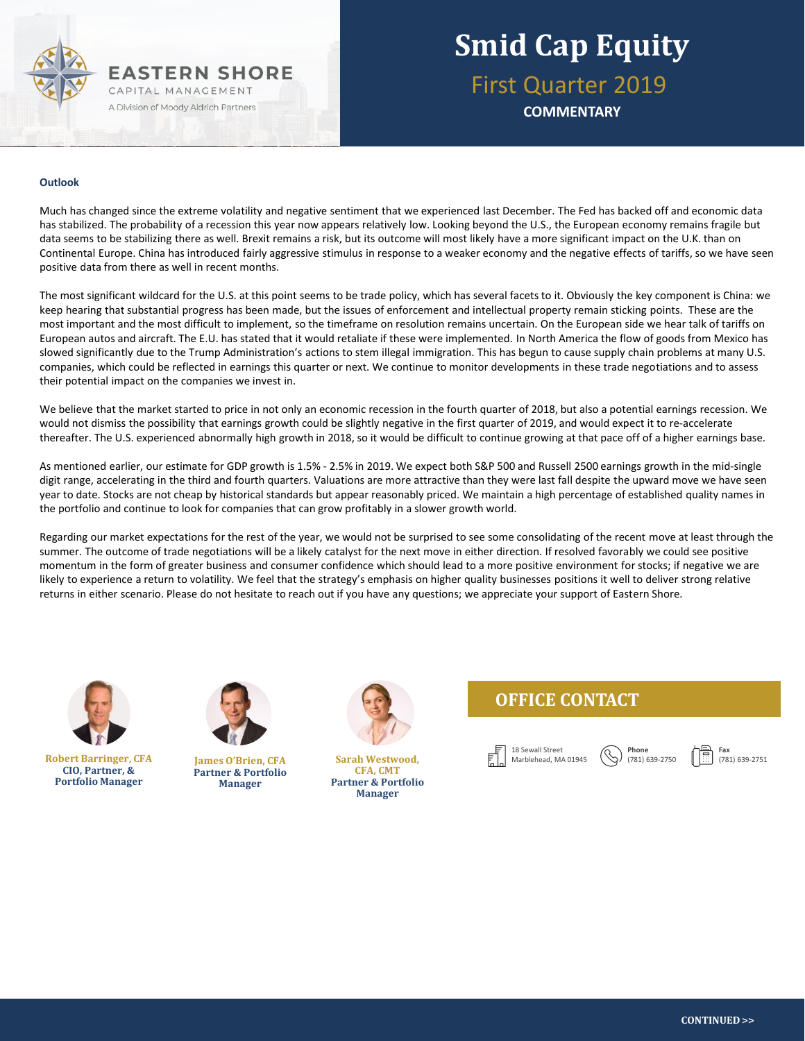# Smid Cap Equity

## First Quarter 2019

**COMMENTARY**

EASTERN SHORE
CAPITAL MANAGEMENT
A Division of Moody Aldrich Partners

### Outlook

Much has changed since the extreme volatility and negative sentiment that we experienced last December. The Fed has backed off and economic data has stabilized. The probability of a recession this year now appears relatively low. Looking beyond the U.S., the European economy remains fragile but data seems to be stabilizing there as well. Brexit remains a risk, but its outcome will most likely have a more significant impact on the U.K. than on Continental Europe. China has introduced fairly aggressive stimulus in response to a weaker economy and the negative effects of tariffs, so we have seen positive data from there as well in recent months.

The most significant wildcard for the U.S. at this point seems to be trade policy, which has several facets to it. Obviously the key component is China: we keep hearing that substantial progress has been made, but the issues of enforcement and intellectual property remain sticking points. These are the most important and the most difficult to implement, so the timeframe on resolution remains uncertain. On the European side we hear talk of tariffs on European autos and aircraft. The E.U. has stated that it would retaliate if these were implemented. In North America the flow of goods from Mexico has slowed significantly due to the Trump Administration's actions to stem illegal immigration. This has begun to cause supply chain problems at many U.S. companies, which could be reflected in earnings this quarter or next. We continue to monitor developments in these trade negotiations and to assess their potential impact on the companies we invest in.

We believe that the market started to price in not only an economic recession in the fourth quarter of 2018, but also a potential earnings recession. We would not dismiss the possibility that earnings growth could be slightly negative in the first quarter of 2019, and would expect it to re-accelerate thereafter. The U.S. experienced abnormally high growth in 2018, so it would be difficult to continue growing at that pace off of a higher earnings base.

As mentioned earlier, our estimate for GDP growth is 1.5% - 2.5% in 2019. We expect both S&P 500 and Russell 2500 earnings growth in the mid-single digit range, accelerating in the third and fourth quarters. Valuations are more attractive than they were last fall despite the upward move we have seen year to date. Stocks are not cheap by historical standards but appear reasonably priced. We maintain a high percentage of established quality names in the portfolio and continue to look for companies that can grow profitably in a slower growth world.

Regarding our market expectations for the rest of the year, we would not be surprised to see some consolidating of the recent move at least through the summer. The outcome of trade negotiations will be a likely catalyst for the next move in either direction. If resolved favorably we could see positive momentum in the form of greater business and consumer confidence which should lead to a more positive environment for stocks; if negative we are likely to experience a return to volatility. We feel that the strategy's emphasis on higher quality businesses positions it well to deliver strong relative returns in either scenario. Please do not hesitate to reach out if you have any questions; we appreciate your support of Eastern Shore.

**Robert Barringer, CFA**
**CIO, Partner, & Portfolio Manager**

**James O'Brien, CFA**
**Partner & Portfolio Manager**

**Sarah Westwood, CFA, CMT**
**Partner & Portfolio Manager**

### OFFICE CONTACT

18 Sewall Street
Marblehead, MA 01945

**Phone**
(781) 639-2750

**Fax**
(781) 639-2751

**CONTINUED >>**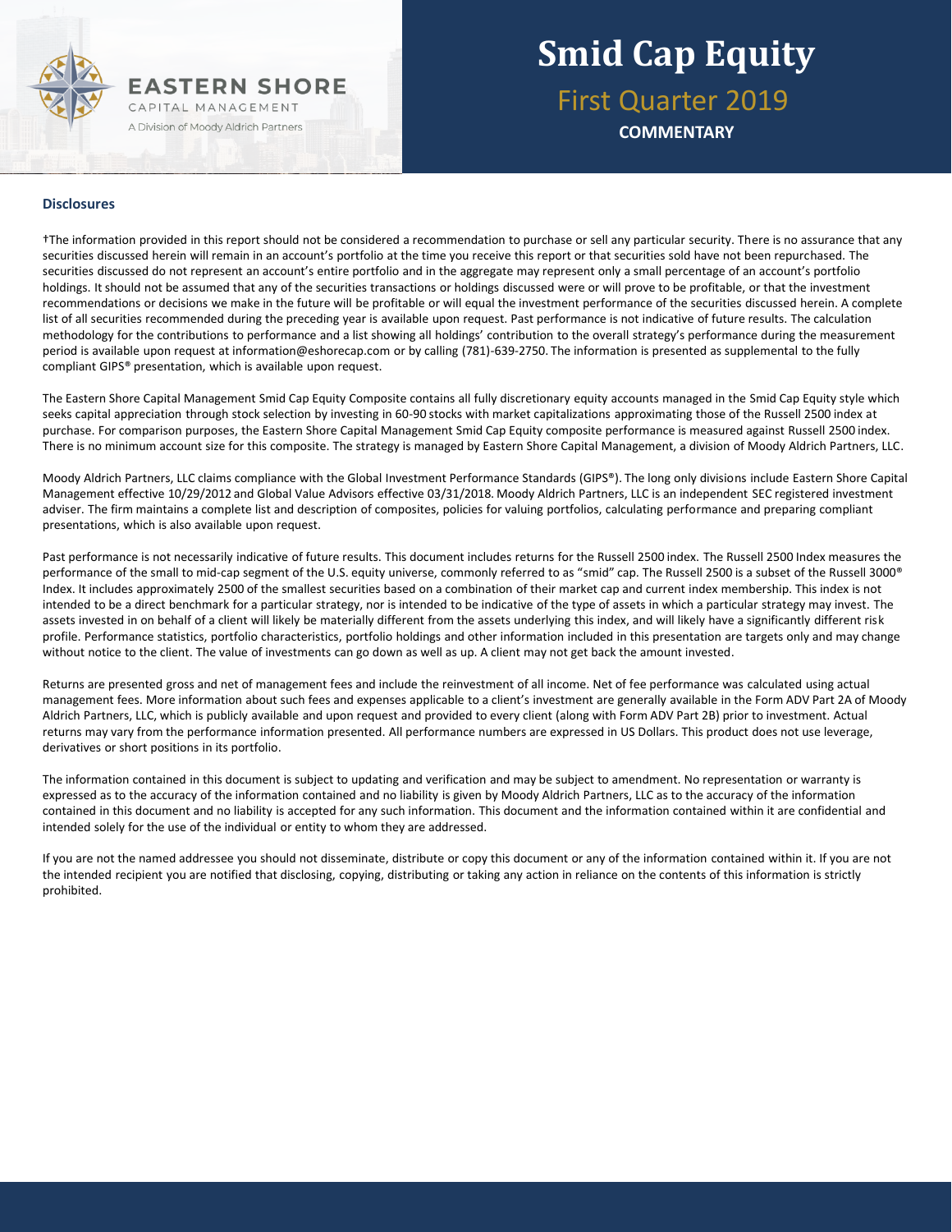# Smid Cap Equity

First Quarter 2019

**COMMENTARY**

EASTERN SHORE
CAPITAL MANAGEMENT
A Division of Moody Aldrich Partners

## Disclosures

†The information provided in this report should not be considered a recommendation to purchase or sell any particular security. There is no assurance that any securities discussed herein will remain in an account's portfolio at the time you receive this report or that securities sold have not been repurchased. The securities discussed do not represent an account's entire portfolio and in the aggregate may represent only a small percentage of an account's portfolio holdings. It should not be assumed that any of the securities transactions or holdings discussed were or will prove to be profitable, or that the investment recommendations or decisions we make in the future will be profitable or will equal the investment performance of the securities discussed herein. A complete list of all securities recommended during the preceding year is available upon request. Past performance is not indicative of future results. The calculation methodology for the contributions to performance and a list showing all holdings' contribution to the overall strategy's performance during the measurement period is available upon request at information@eshorecap.com or by calling (781)-639-2750. The information is presented as supplemental to the fully compliant GIPS® presentation, which is available upon request.

The Eastern Shore Capital Management Smid Cap Equity Composite contains all fully discretionary equity accounts managed in the Smid Cap Equity style which seeks capital appreciation through stock selection by investing in 60-90 stocks with market capitalizations approximating those of the Russell 2500 index at purchase. For comparison purposes, the Eastern Shore Capital Management Smid Cap Equity composite performance is measured against Russell 2500 index. There is no minimum account size for this composite. The strategy is managed by Eastern Shore Capital Management, a division of Moody Aldrich Partners, LLC.

Moody Aldrich Partners, LLC claims compliance with the Global Investment Performance Standards (GIPS®). The long only divisions include Eastern Shore Capital Management effective 10/29/2012 and Global Value Advisors effective 03/31/2018. Moody Aldrich Partners, LLC is an independent SEC registered investment adviser. The firm maintains a complete list and description of composites, policies for valuing portfolios, calculating performance and preparing compliant presentations, which is also available upon request.

Past performance is not necessarily indicative of future results. This document includes returns for the Russell 2500 index. The Russell 2500 Index measures the performance of the small to mid-cap segment of the U.S. equity universe, commonly referred to as "smid" cap. The Russell 2500 is a subset of the Russell 3000® Index. It includes approximately 2500 of the smallest securities based on a combination of their market cap and current index membership. This index is not intended to be a direct benchmark for a particular strategy, nor is intended to be indicative of the type of assets in which a particular strategy may invest. The assets invested in on behalf of a client will likely be materially different from the assets underlying this index, and will likely have a significantly different risk profile. Performance statistics, portfolio characteristics, portfolio holdings and other information included in this presentation are targets only and may change without notice to the client. The value of investments can go down as well as up. A client may not get back the amount invested.

Returns are presented gross and net of management fees and include the reinvestment of all income. Net of fee performance was calculated using actual management fees. More information about such fees and expenses applicable to a client's investment are generally available in the Form ADV Part 2A of Moody Aldrich Partners, LLC, which is publicly available and upon request and provided to every client (along with Form ADV Part 2B) prior to investment. Actual returns may vary from the performance information presented. All performance numbers are expressed in US Dollars. This product does not use leverage, derivatives or short positions in its portfolio.

The information contained in this document is subject to updating and verification and may be subject to amendment. No representation or warranty is expressed as to the accuracy of the information contained and no liability is given by Moody Aldrich Partners, LLC as to the accuracy of the information contained in this document and no liability is accepted for any such information. This document and the information contained within it are confidential and intended solely for the use of the individual or entity to whom they are addressed.

If you are not the named addressee you should not disseminate, distribute or copy this document or any of the information contained within it. If you are not the intended recipient you are notified that disclosing, copying, distributing or taking any action in reliance on the contents of this information is strictly prohibited.